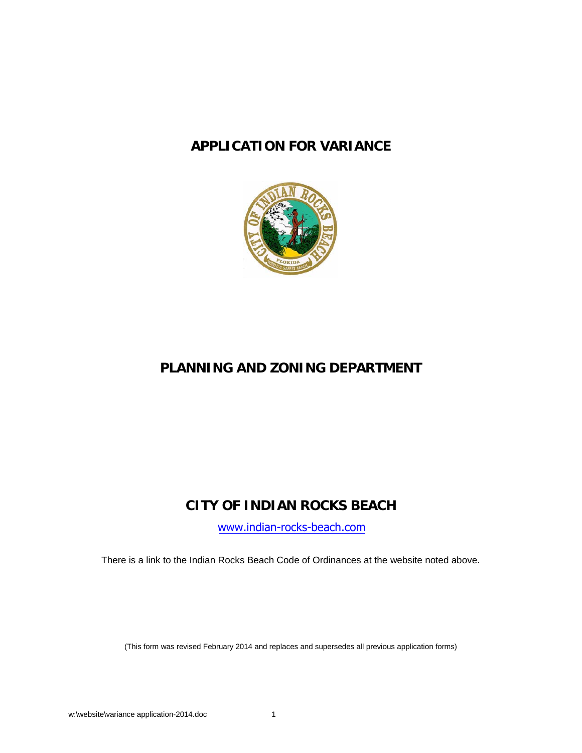# APPLICATION FOR VARIANCE

## PLANNING AND ZONING DEPARTMENT

## CITY OF INDIAN ROCKS BEACH

www.indian-rocks-beach.com

There is a link to the Indian Rocks Beach Code of Ordinances at the website noted above.

(This form was revised February 2014 and replaces and supersedes all previous application forms)

w:\website\variance application-2014.doc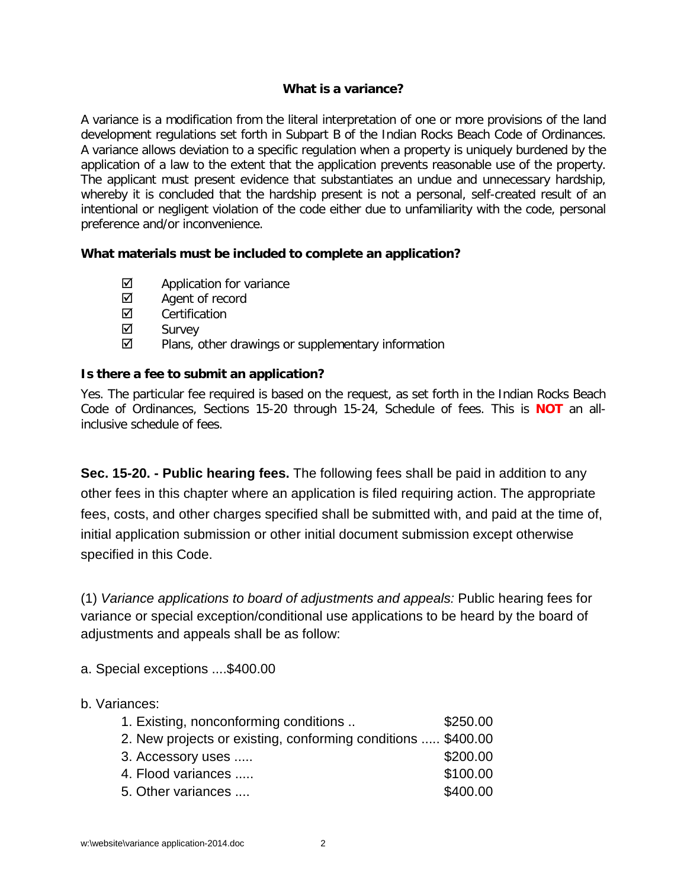## What is a variance?

A variance is a modification from the literal interpretation of one or more provisions of the land development regulations set forth in Subpart B of the Indian Rocks Beach Code of Ordinances. A variance allows deviation to a specific regulation when a property is uniquely burdened by the application of a law to the extent that the application prevents reasonable use of the property. The applicant must present evidence that substantiates an undue and unnecessary hardship, whereby it is concluded that the hardship present is not a personal, self-created result of an intentional or negligent violation of the code either due to unfamiliarity with the code, personal preference and/or inconvenience.

**What materials must be included to complete an application?**

- ☑ Application for variance
- ☑ Agent of record
- ☑ Certification
- ☑ Survey
- ☑ Plans, other drawings or supplementary information

**Is there a fee to submit an application?**

Yes. The particular fee required is based on the request, as set forth in the Indian Rocks Beach Code of Ordinances, Sections 15-20 through 15-24, Schedule of fees. This is **NOT** an all-inclusive schedule of fees.

**Sec. 15-20. - Public hearing fees.** The following fees shall be paid in addition to any other fees in this chapter where an application is filed requiring action. The appropriate fees, costs, and other charges specified shall be submitted with, and paid at the time of, initial application submission or other initial document submission except otherwise specified in this Code.

(1) *Variance applications to board of adjustments and appeals:* Public hearing fees for variance or special exception/conditional use applications to be heard by the board of adjustments and appeals shall be as follow:

a. Special exceptions ....$400.00

b. Variances:

1. Existing, nonconforming conditions .. $250.00
2. New projects or existing, conforming conditions ..... $400.00
3. Accessory uses ..... $200.00
4. Flood variances ..... $100.00
5. Other variances .... $400.00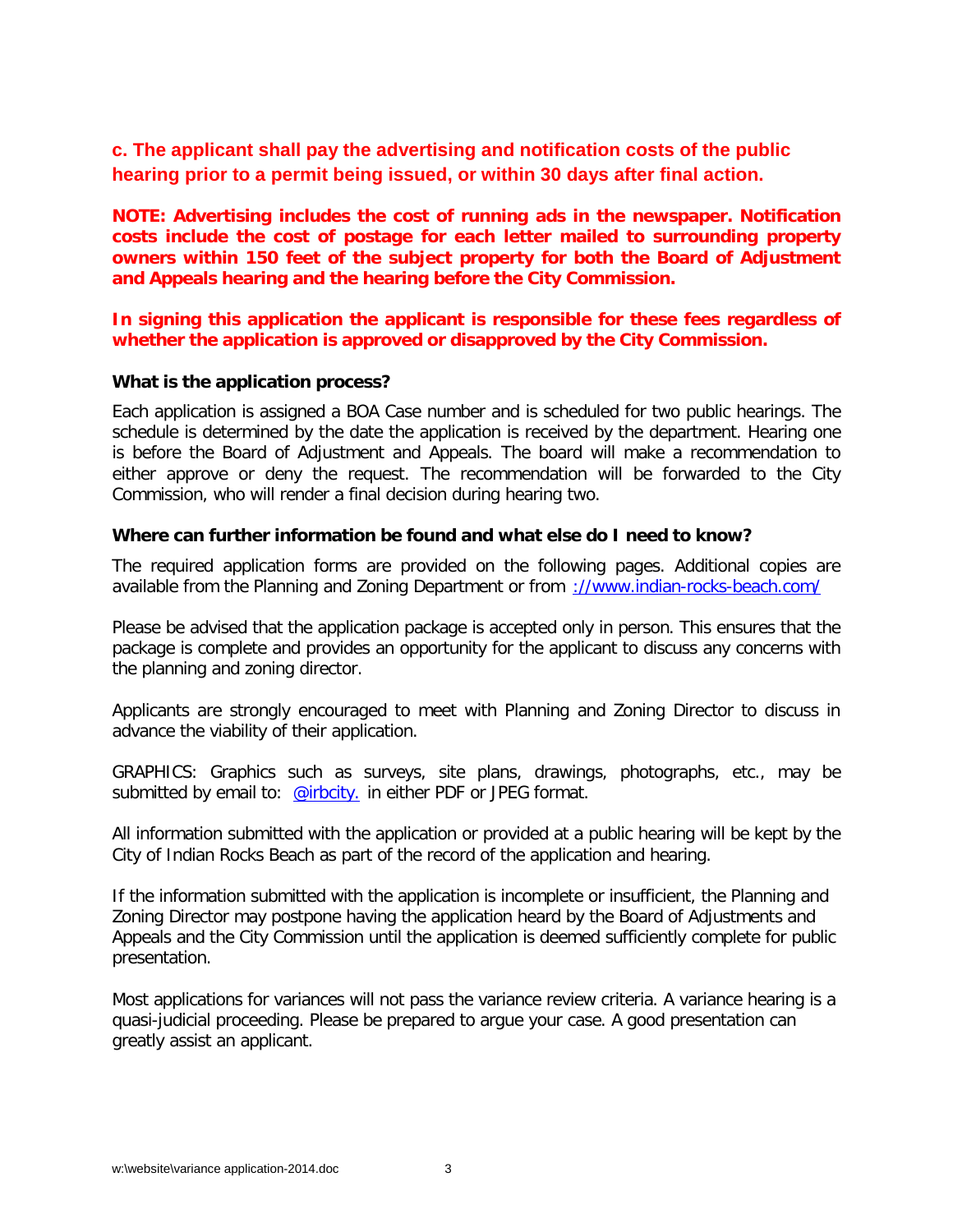**c. The applicant shall pay the advertising and notification costs of the public hearing prior to a permit being issued, or within 30 days after final action.**

**NOTE: Advertising includes the cost of running ads in the newspaper. Notification costs include the cost of postage for each letter mailed to surrounding property owners within 150 feet of the subject property for both the Board of Adjustment and Appeals hearing and the hearing before the City Commission.**

**In signing this application the applicant is responsible for these fees regardless of whether the application is approved or disapproved by the City Commission.**

**What is the application process?**

Each application is assigned a BOA Case number and is scheduled for two public hearings. The schedule is determined by the date the application is received by the department. Hearing one is before the Board of Adjustment and Appeals. The board will make a recommendation to either approve or deny the request. The recommendation will be forwarded to the City Commission, who will render a final decision during hearing two.

**Where can further information be found and what else do I need to know?**

The required application forms are provided on the following pages. Additional copies are available from the Planning and Zoning Department or from ://www.indian-rocks-beach.com/

Please be advised that the application package is accepted only in person. This ensures that the package is complete and provides an opportunity for the applicant to discuss any concerns with the planning and zoning director.

Applicants are strongly encouraged to meet with Planning and Zoning Director to discuss in advance the viability of their application.

GRAPHICS: Graphics such as surveys, site plans, drawings, photographs, etc., may be submitted by email to: @irbcity. in either PDF or JPEG format.

All information submitted with the application or provided at a public hearing will be kept by the City of Indian Rocks Beach as part of the record of the application and hearing.

If the information submitted with the application is incomplete or insufficient, the Planning and Zoning Director may postpone having the application heard by the Board of Adjustments and Appeals and the City Commission until the application is deemed sufficiently complete for public presentation.

Most applications for variances will not pass the variance review criteria. A variance hearing is a quasi-judicial proceeding. Please be prepared to argue your case. A good presentation can greatly assist an applicant.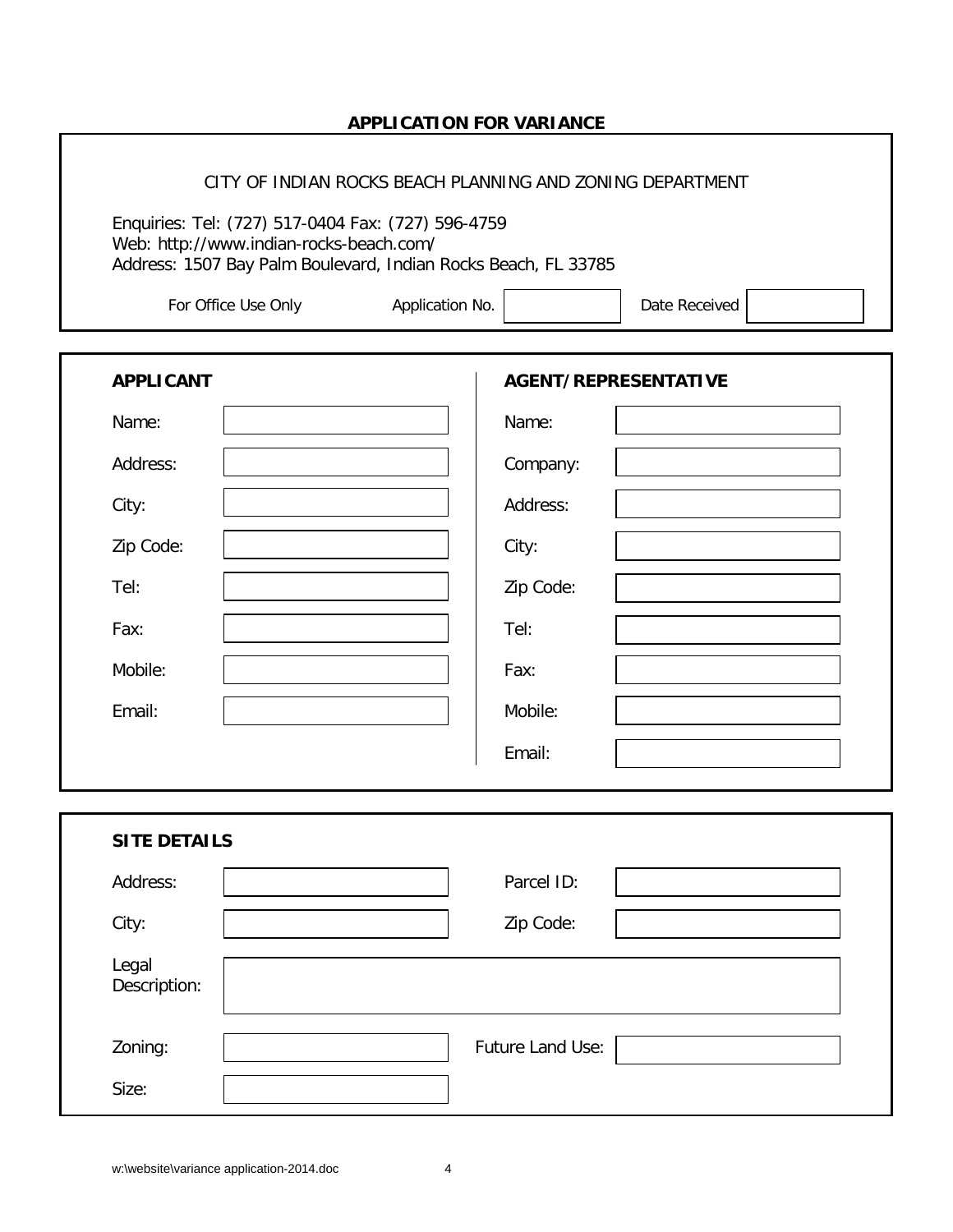## APPLICATION FOR VARIANCE

CITY OF INDIAN ROCKS BEACH PLANNING AND ZONING DEPARTMENT

Enquiries: Tel: (727) 517-0404 Fax: (727) 596-4759
Web: http://www.indian-rocks-beach.com/
Address: 1507 Bay Palm Boulevard, Indian Rocks Beach, FL 33785

| For Office Use Only | Application No. | | Date Received | |
|---|---|---|---|---|

| **APPLICANT** | | **AGENT/REPRESENTATIVE** | |
|---|---|---|---|
| Name: | | Name: | |
| Address: | | Company: | |
| City: | | Address: | |
| Zip Code: | | City: | |
| Tel: | | Zip Code: | |
| Fax: | | Tel: | |
| Mobile: | | Fax: | |
| Email: | | Mobile: | |
| | | Email: | |

**SITE DETAILS**

| | | | |
|---|---|---|---|
| Address: | | Parcel ID: | |
| City: | | Zip Code: | |
| Legal Description: | | | |
| Zoning: | | Future Land Use: | |
| Size: | | | |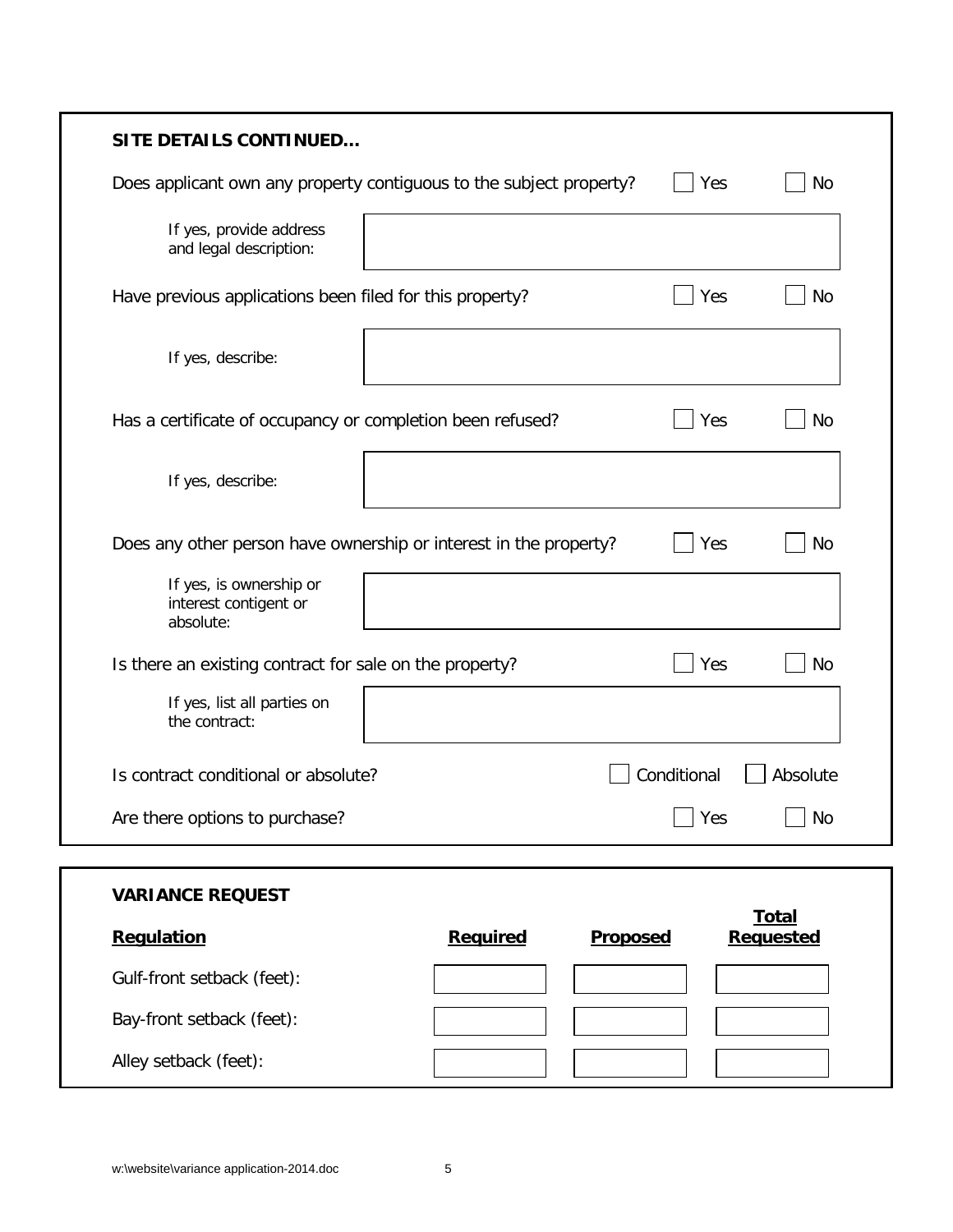## SITE DETAILS CONTINUED…

Does applicant own any property contiguous to the subject property? ☐ Yes ☐ No

If yes, provide address and legal description:

Have previous applications been filed for this property? ☐ Yes ☐ No

If yes, describe:

Has a certificate of occupancy or completion been refused? ☐ Yes ☐ No

If yes, describe:

Does any other person have ownership or interest in the property? ☐ Yes ☐ No

If yes, is ownership or interest contigent or absolute:

Is there an existing contract for sale on the property? ☐ Yes ☐ No

If yes, list all parties on the contract:

Is contract conditional or absolute? ☐ Conditional ☐ Absolute

Are there options to purchase? ☐ Yes ☐ No

## VARIANCE REQUEST

| Regulation | Required | Proposed | Total Requested |
|---|---|---|---|
| Gulf-front setback (feet): | | | |
| Bay-front setback (feet): | | | |
| Alley setback (feet): | | | |

w:\website\variance application-2014.doc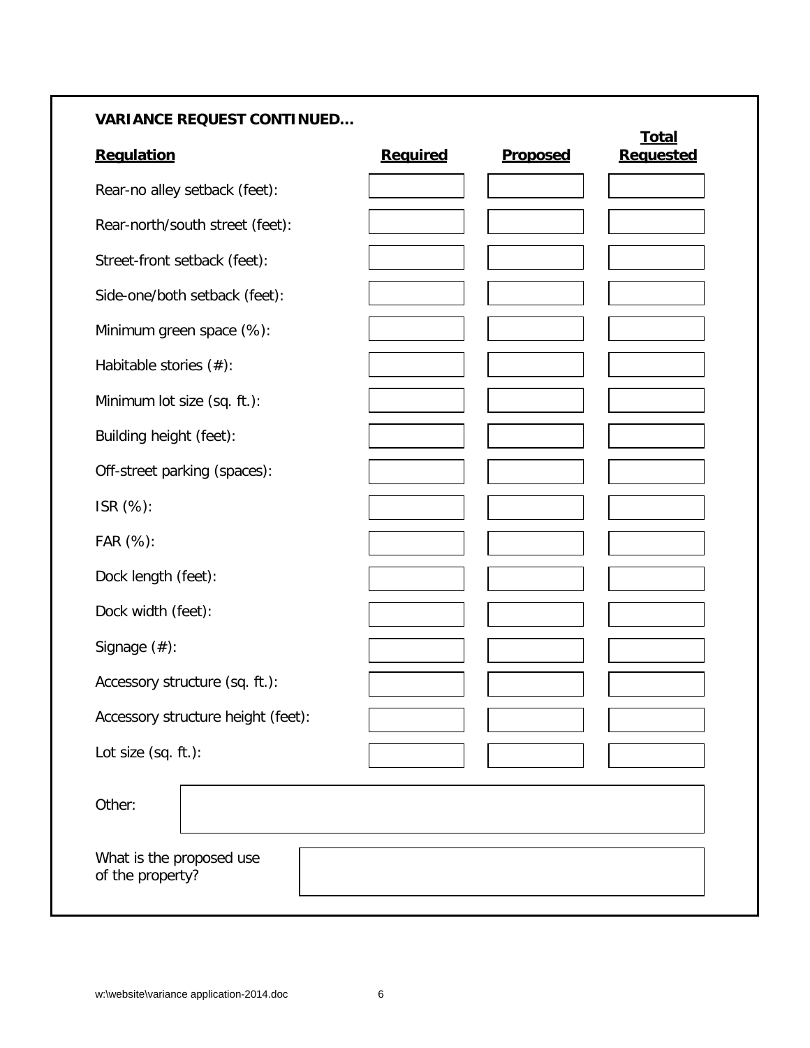**VARIANCE REQUEST CONTINUED…**

| Regulation | Required | Proposed | Total Requested |
| --- | --- | --- | --- |
| Rear-no alley setback (feet): | | | |
| Rear-north/south street (feet): | | | |
| Street-front setback (feet): | | | |
| Side-one/both setback (feet): | | | |
| Minimum green space (%): | | | |
| Habitable stories (#): | | | |
| Minimum lot size (sq. ft.): | | | |
| Building height (feet): | | | |
| Off-street parking (spaces): | | | |
| ISR (%): | | | |
| FAR (%): | | | |
| Dock length (feet): | | | |
| Dock width (feet): | | | |
| Signage (#): | | | |
| Accessory structure (sq. ft.): | | | |
| Accessory structure height (feet): | | | |
| Lot size (sq. ft.): | | | |

Other:

What is the proposed use of the property?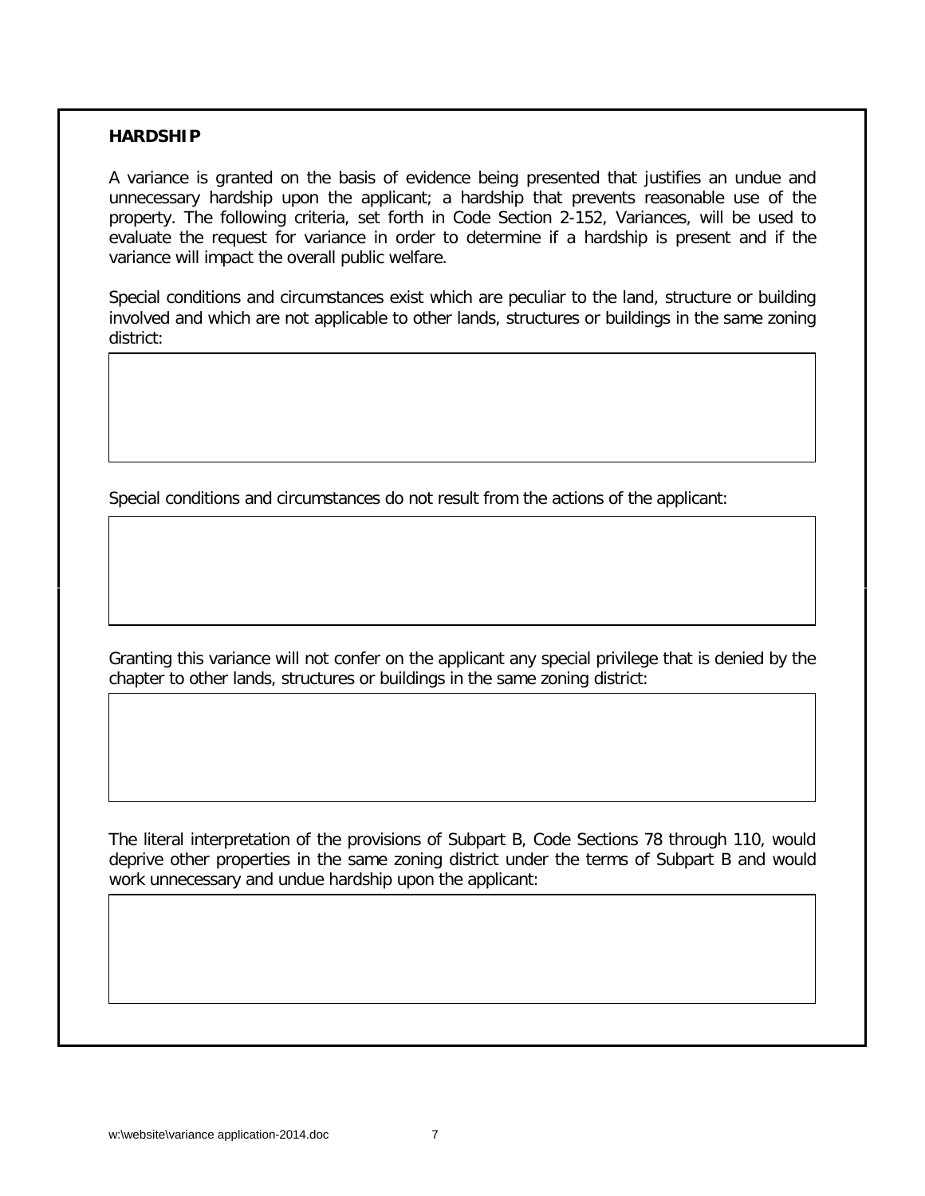**HARDSHIP**

A variance is granted on the basis of evidence being presented that justifies an undue and unnecessary hardship upon the applicant; a hardship that prevents reasonable use of the property. The following criteria, set forth in Code Section 2-152, Variances, will be used to evaluate the request for variance in order to determine if a hardship is present and if the variance will impact the overall public welfare.

Special conditions and circumstances exist which are peculiar to the land, structure or building involved and which are not applicable to other lands, structures or buildings in the same zoning district:

Special conditions and circumstances do not result from the actions of the applicant:

Granting this variance will not confer on the applicant any special privilege that is denied by the chapter to other lands, structures or buildings in the same zoning district:

The literal interpretation of the provisions of Subpart B, Code Sections 78 through 110, would deprive other properties in the same zoning district under the terms of Subpart B and would work unnecessary and undue hardship upon the applicant: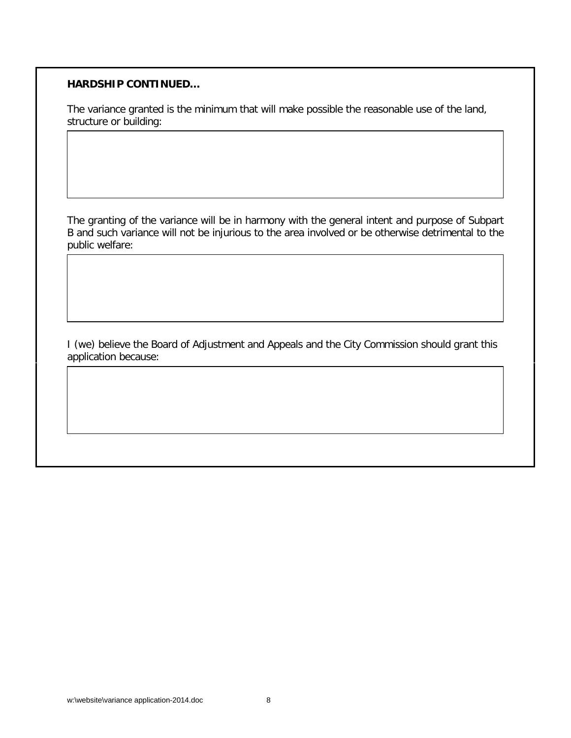**HARDSHIP CONTINUED…**

The variance granted is the minimum that will make possible the reasonable use of the land, structure or building:

The granting of the variance will be in harmony with the general intent and purpose of Subpart B and such variance will not be injurious to the area involved or be otherwise detrimental to the public welfare:

I (we) believe the Board of Adjustment and Appeals and the City Commission should grant this application because:

w:\website\variance application-2014.doc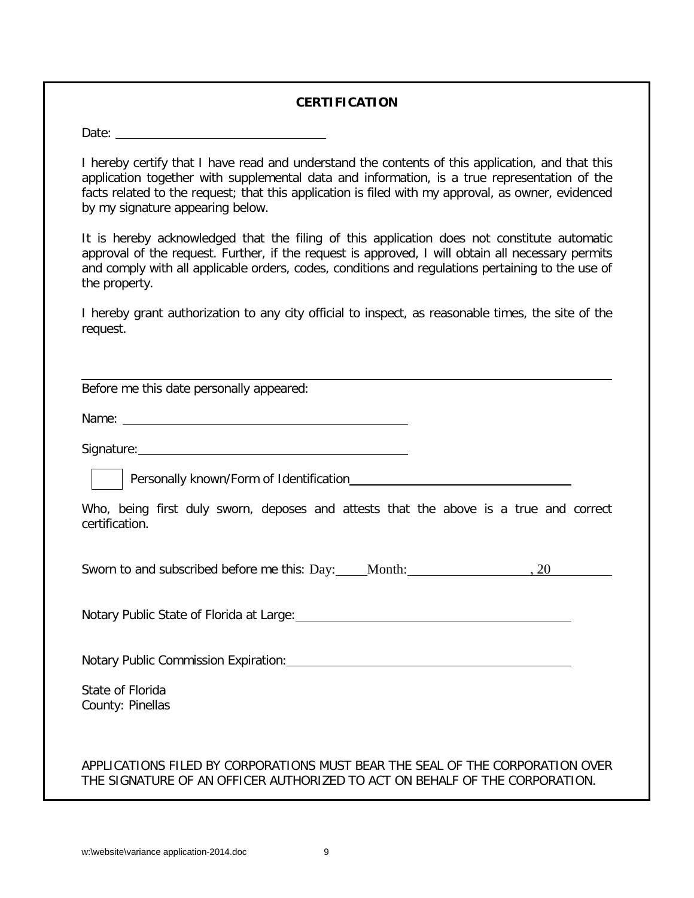## CERTIFICATION

Date: ______________________________

I hereby certify that I have read and understand the contents of this application, and that this application together with supplemental data and information, is a true representation of the facts related to the request; that this application is filed with my approval, as owner, evidenced by my signature appearing below.

It is hereby acknowledged that the filing of this application does not constitute automatic approval of the request. Further, if the request is approved, I will obtain all necessary permits and comply with all applicable orders, codes, conditions and regulations pertaining to the use of the property.

I hereby grant authorization to any city official to inspect, as reasonable times, the site of the request.

---

Before me this date personally appeared:

Name: ________________________________________

Signature: ____________________________________

☐ Personally known/Form of Identification ______________________________

Who, being first duly sworn, deposes and attests that the above is a true and correct certification.

Sworn to and subscribed before me this: Day: ____ Month: __________________, 20 _________

Notary Public State of Florida at Large: ________________________________________

Notary Public Commission Expiration: __________________________________________

State of Florida
County: Pinellas

APPLICATIONS FILED BY CORPORATIONS MUST BEAR THE SEAL OF THE CORPORATION OVER THE SIGNATURE OF AN OFFICER AUTHORIZED TO ACT ON BEHALF OF THE CORPORATION.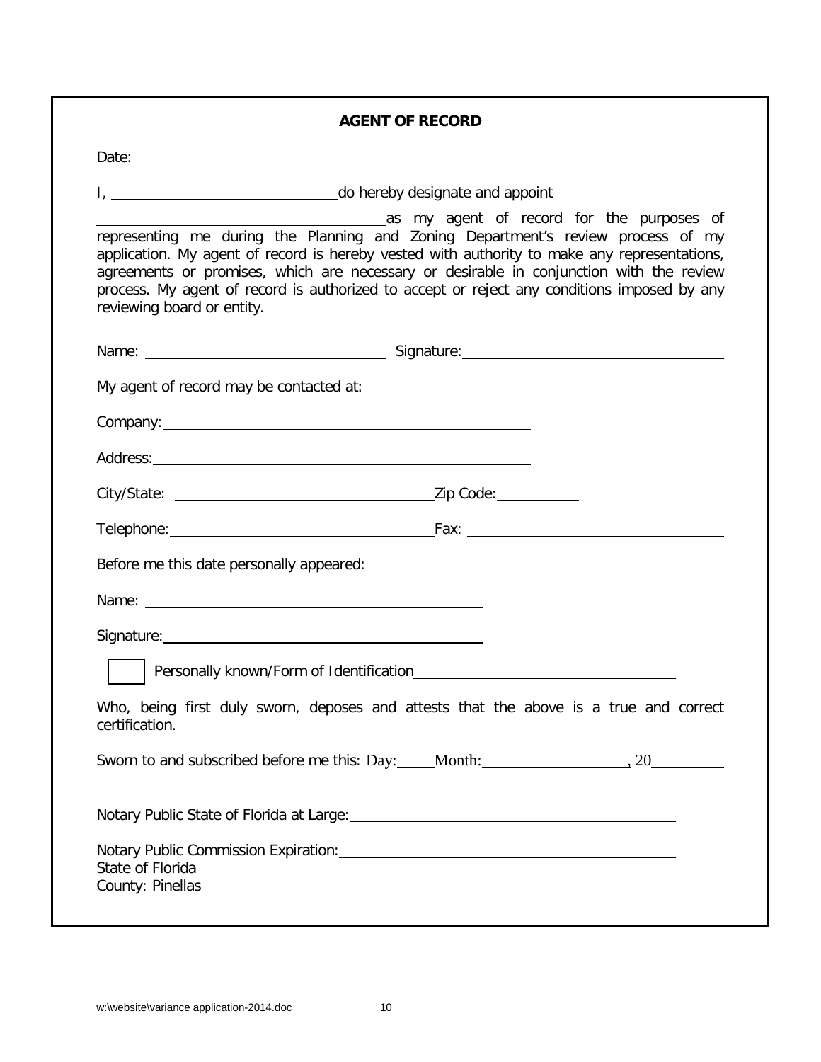## AGENT OF RECORD

Date: ______________________________

I, ____________________________ do hereby designate and appoint

__________________________________ as my agent of record for the purposes of representing me during the Planning and Zoning Department's review process of my application. My agent of record is hereby vested with authority to make any representations, agreements or promises, which are necessary or desirable in conjunction with the review process. My agent of record is authorized to accept or reject any conditions imposed by any reviewing board or entity.

Name: ______________________________ Signature: ______________________________

My agent of record may be contacted at:

Company: ______________________________________________

Address: ______________________________________________

City/State: ______________________________ Zip Code: __________

Telephone: ______________________________ Fax: ______________________________

Before me this date personally appeared:

Name: ________________________________________

Signature: ________________________________________

☐ Personally known/Form of Identification ________________________________

Who, being first duly sworn, deposes and attests that the above is a true and correct certification.

Sworn to and subscribed before me this: Day: _____ Month: __________________, 20_________

Notary Public State of Florida at Large: ________________________________________

Notary Public Commission Expiration: ________________________________________

State of Florida

County: Pinellas

w:\website\variance application-2014.doc